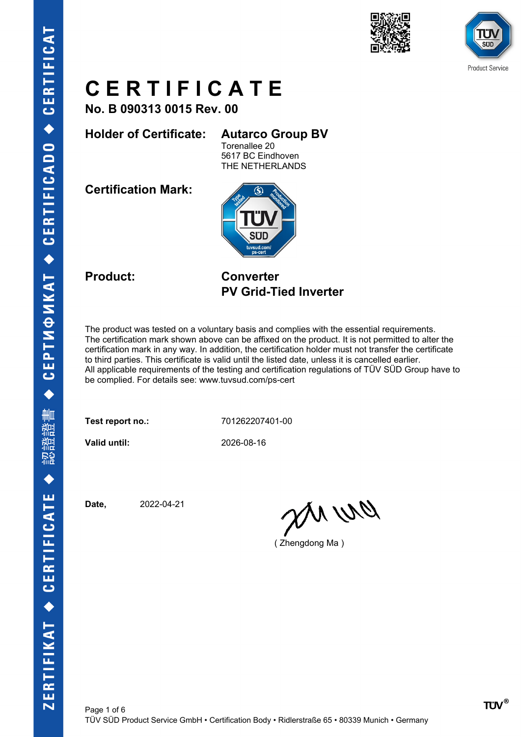# CERTIFICATE

**No. B 090313 0015 Rev. 00**

**Holder of Certificate:** **Autarco Group BV**
Torenallee 20
5617 BC Eindhoven
THE NETHERLANDS

**Certification Mark:**

**Product:** **Converter**
**PV Grid-Tied Inverter**

The product was tested on a voluntary basis and complies with the essential requirements. The certification mark shown above can be affixed on the product. It is not permitted to alter the certification mark in any way. In addition, the certification holder must not transfer the certificate to third parties. This certificate is valid until the listed date, unless it is cancelled earlier. All applicable requirements of the testing and certification regulations of TÜV SÜD Group have to be complied. For details see: www.tuvsud.com/ps-cert

**Test report no.:** 701262207401-00

**Valid until:** 2026-08-16

**Date,** 2022-04-21

( Zhengdong Ma )

TÜV SÜD Product Service GmbH • Certification Body • Ridlerstraße 65 • 80339 Munich • Germany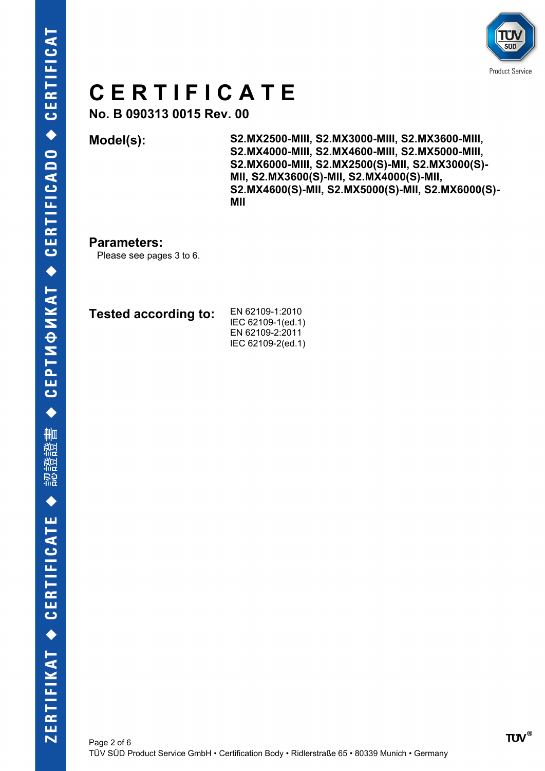# CERTIFICATE

**No. B 090313 0015 Rev. 00**

**Model(s):** **S2.MX2500-MIII, S2.MX3000-MIII, S2.MX3600-MIII, S2.MX4000-MIII, S2.MX4600-MIII, S2.MX5000-MIII, S2.MX6000-MIII, S2.MX2500(S)-MII, S2.MX3000(S)-MII, S2.MX3600(S)-MII, S2.MX4000(S)-MII, S2.MX4600(S)-MII, S2.MX5000(S)-MII, S2.MX6000(S)-MII**

**Parameters:**

Please see pages 3 to 6.

**Tested according to:**

EN 62109-1:2010
IEC 62109-1(ed.1)
EN 62109-2:2011
IEC 62109-2(ed.1)

TÜV SÜD Product Service GmbH • Certification Body • Ridlerstraße 65 • 80339 Munich • Germany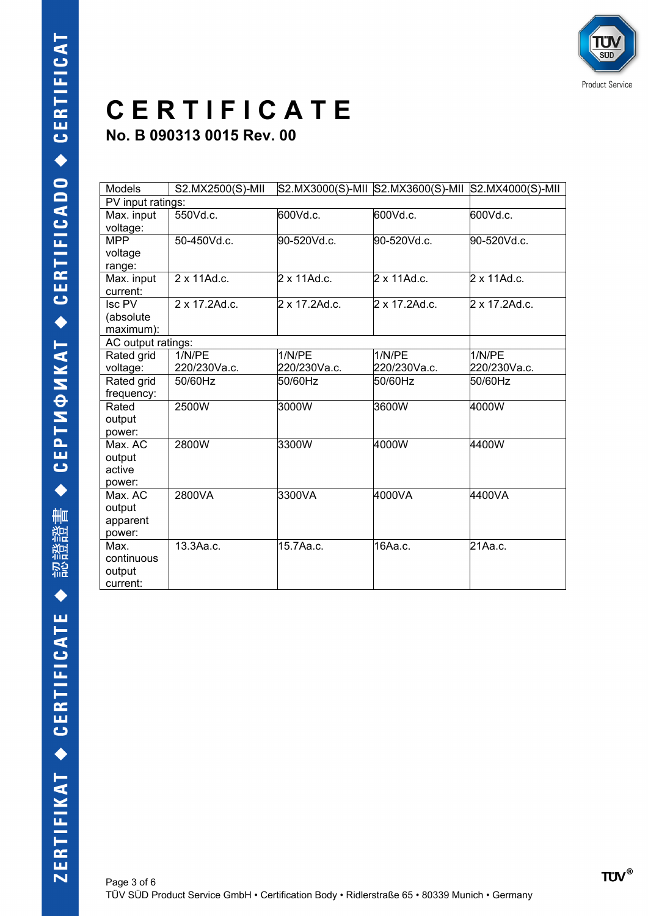# CERTIFICATE

**No. B 090313 0015 Rev. 00**

| Models | S2.MX2500(S)-MII | S2.MX3000(S)-MII | S2.MX3600(S)-MII | S2.MX4000(S)-MII |
|---|---|---|---|---|
| PV input ratings: | | | | |
| Max. input voltage: | 550Vd.c. | 600Vd.c. | 600Vd.c. | 600Vd.c. |
| MPP voltage range: | 50-450Vd.c. | 90-520Vd.c. | 90-520Vd.c. | 90-520Vd.c. |
| Max. input current: | 2 x 11Ad.c. | 2 x 11Ad.c. | 2 x 11Ad.c. | 2 x 11Ad.c. |
| Isc PV (absolute maximum): | 2 x 17.2Ad.c. | 2 x 17.2Ad.c. | 2 x 17.2Ad.c. | 2 x 17.2Ad.c. |
| AC output ratings: | | | | |
| Rated grid voltage: | 1/N/PE 220/230Va.c. | 1/N/PE 220/230Va.c. | 1/N/PE 220/230Va.c. | 1/N/PE 220/230Va.c. |
| Rated grid frequency: | 50/60Hz | 50/60Hz | 50/60Hz | 50/60Hz |
| Rated output power: | 2500W | 3000W | 3600W | 4000W |
| Max. AC output active power: | 2800W | 3300W | 4000W | 4400W |
| Max. AC output apparent power: | 2800VA | 3300VA | 4000VA | 4400VA |
| Max. continuous output current: | 13.3Aa.c. | 15.7Aa.c. | 16Aa.c. | 21Aa.c. |

TÜV SÜD Product Service GmbH • Certification Body • Ridlerstraße 65 • 80339 Munich • Germany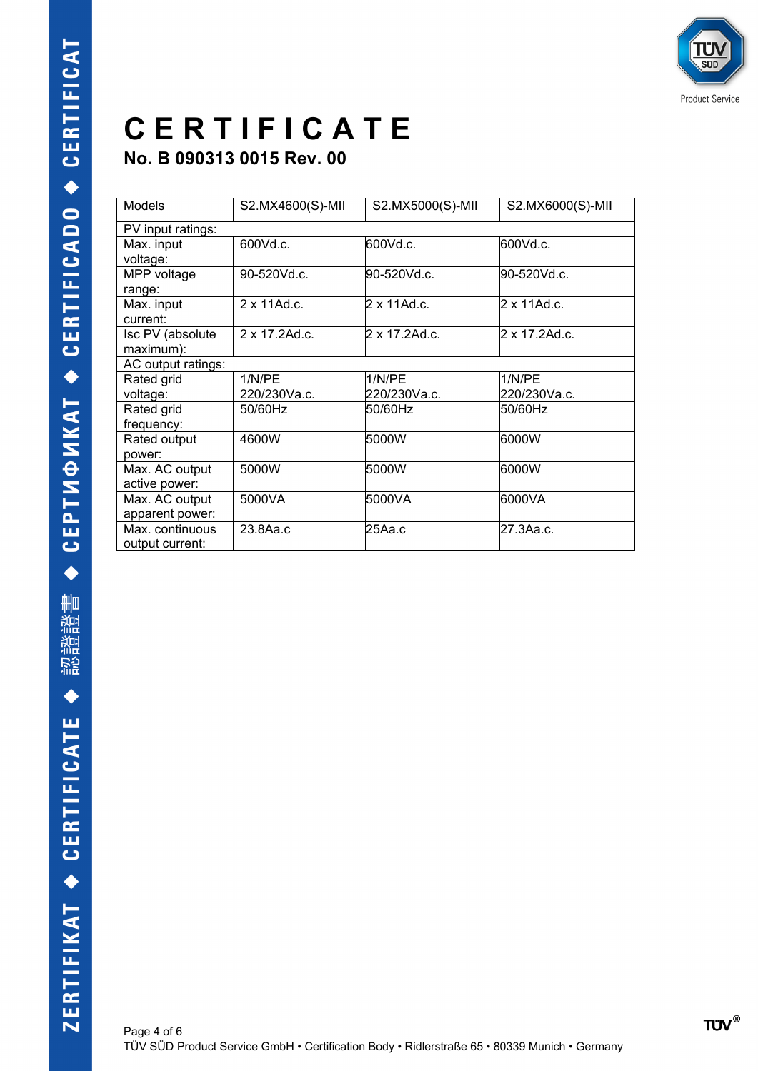# CERTIFICATE

## No. B 090313 0015 Rev. 00

| Models | S2.MX4600(S)-MII | S2.MX5000(S)-MII | S2.MX6000(S)-MII |
|---|---|---|---|
| PV input ratings: | | | |
| Max. input voltage: | 600Vd.c. | 600Vd.c. | 600Vd.c. |
| MPP voltage range: | 90-520Vd.c. | 90-520Vd.c. | 90-520Vd.c. |
| Max. input current: | 2 x 11Ad.c. | 2 x 11Ad.c. | 2 x 11Ad.c. |
| Isc PV (absolute maximum): | 2 x 17.2Ad.c. | 2 x 17.2Ad.c. | 2 x 17.2Ad.c. |
| AC output ratings: | | | |
| Rated grid voltage: | 1/N/PE 220/230Va.c. | 1/N/PE 220/230Va.c. | 1/N/PE 220/230Va.c. |
| Rated grid frequency: | 50/60Hz | 50/60Hz | 50/60Hz |
| Rated output power: | 4600W | 5000W | 6000W |
| Max. AC output active power: | 5000W | 5000W | 6000W |
| Max. AC output apparent power: | 5000VA | 5000VA | 6000VA |
| Max. continuous output current: | 23.8Aa.c | 25Aa.c | 27.3Aa.c. |

TÜV SÜD Product Service GmbH • Certification Body • Ridlerstraße 65 • 80339 Munich • Germany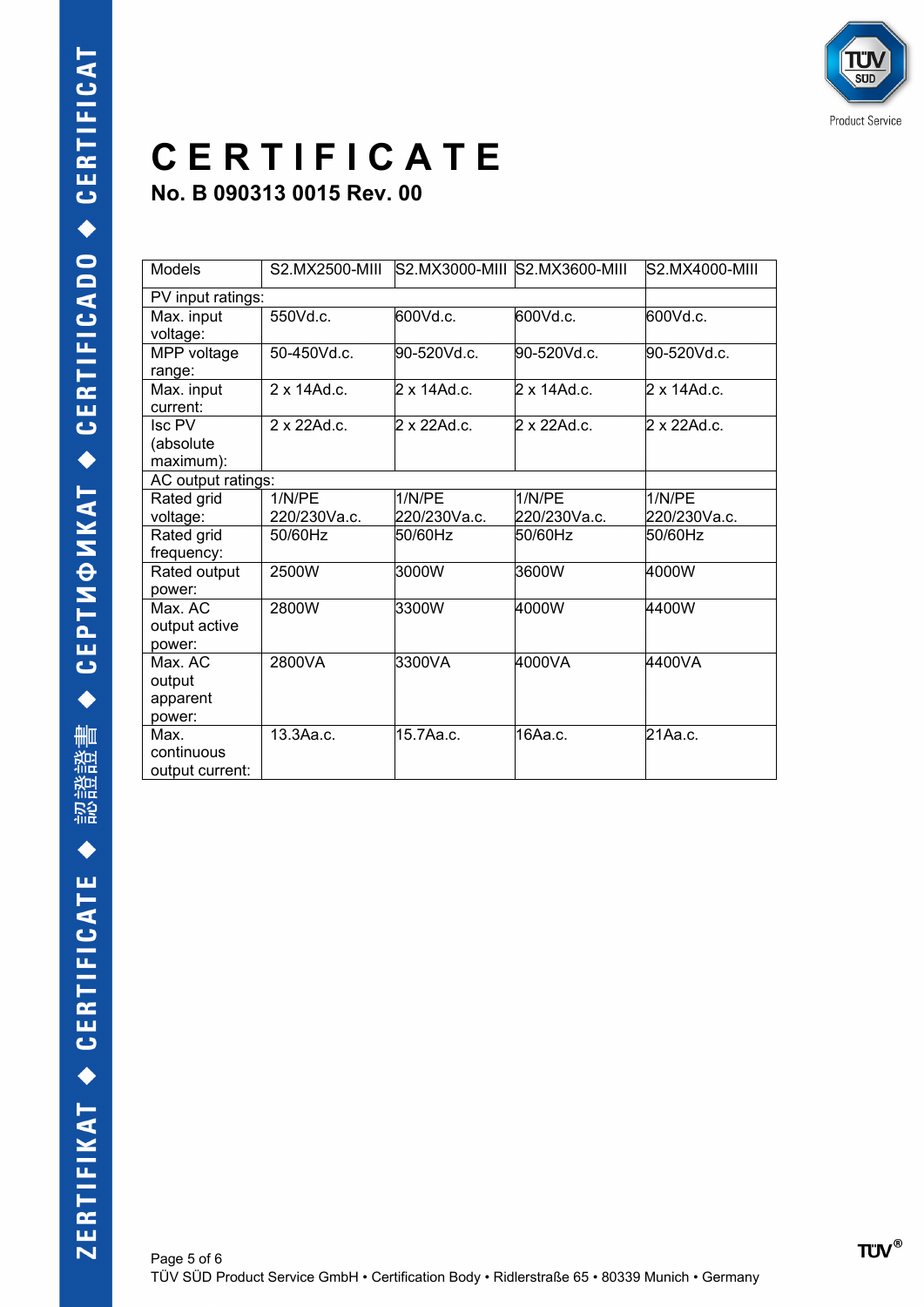# CERTIFICATE

## No. B 090313 0015 Rev. 00

| Models | S2.MX2500-MIII | S2.MX3000-MIII | S2.MX3600-MIII | S2.MX4000-MIII |
|---|---|---|---|---|
| PV input ratings: | | | | |
| Max. input voltage: | 550Vd.c. | 600Vd.c. | 600Vd.c. | 600Vd.c. |
| MPP voltage range: | 50-450Vd.c. | 90-520Vd.c. | 90-520Vd.c. | 90-520Vd.c. |
| Max. input current: | 2 x 14Ad.c. | 2 x 14Ad.c. | 2 x 14Ad.c. | 2 x 14Ad.c. |
| Isc PV (absolute maximum): | 2 x 22Ad.c. | 2 x 22Ad.c. | 2 x 22Ad.c. | 2 x 22Ad.c. |
| AC output ratings: | | | | |
| Rated grid voltage: | 1/N/PE 220/230Va.c. | 1/N/PE 220/230Va.c. | 1/N/PE 220/230Va.c. | 1/N/PE 220/230Va.c. |
| Rated grid frequency: | 50/60Hz | 50/60Hz | 50/60Hz | 50/60Hz |
| Rated output power: | 2500W | 3000W | 3600W | 4000W |
| Max. AC output active power: | 2800W | 3300W | 4000W | 4400W |
| Max. AC output apparent power: | 2800VA | 3300VA | 4000VA | 4400VA |
| Max. continuous output current: | 13.3Aa.c. | 15.7Aa.c. | 16Aa.c. | 21Aa.c. |

TÜV SÜD Product Service GmbH • Certification Body • Ridlerstraße 65 • 80339 Munich • Germany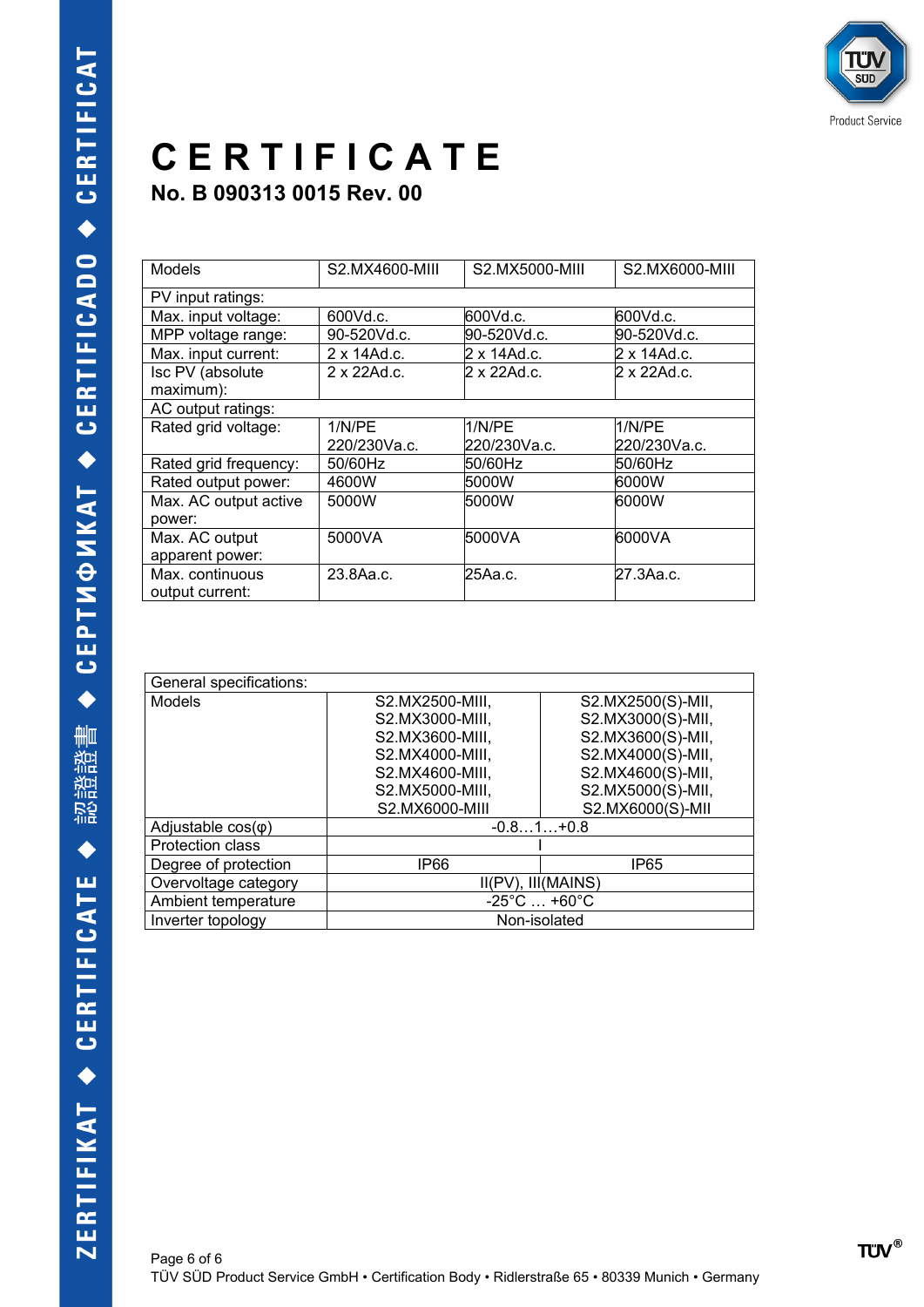# CERTIFICATE

**No. B 090313 0015 Rev. 00**

| Models | S2.MX4600-MIII | S2.MX5000-MIII | S2.MX6000-MIII |
|---|---|---|---|
| PV input ratings: | | | |
| Max. input voltage: | 600Vd.c. | 600Vd.c. | 600Vd.c. |
| MPP voltage range: | 90-520Vd.c. | 90-520Vd.c. | 90-520Vd.c. |
| Max. input current: | 2 x 14Ad.c. | 2 x 14Ad.c. | 2 x 14Ad.c. |
| Isc PV (absolute maximum): | 2 x 22Ad.c. | 2 x 22Ad.c. | 2 x 22Ad.c. |
| AC output ratings: | | | |
| Rated grid voltage: | 1/N/PE 220/230Va.c. | 1/N/PE 220/230Va.c. | 1/N/PE 220/230Va.c. |
| Rated grid frequency: | 50/60Hz | 50/60Hz | 50/60Hz |
| Rated output power: | 4600W | 5000W | 6000W |
| Max. AC output active power: | 5000W | 5000W | 6000W |
| Max. AC output apparent power: | 5000VA | 5000VA | 6000VA |
| Max. continuous output current: | 23.8Aa.c. | 25Aa.c. | 27.3Aa.c. |

| General specifications: | | |
|---|---|---|
| Models | S2.MX2500-MIII, S2.MX3000-MIII, S2.MX3600-MIII, S2.MX4000-MIII, S2.MX4600-MIII, S2.MX5000-MIII, S2.MX6000-MIII | S2.MX2500(S)-MII, S2.MX3000(S)-MII, S2.MX3600(S)-MII, S2.MX4000(S)-MII, S2.MX4600(S)-MII, S2.MX5000(S)-MII, S2.MX6000(S)-MII |
| Adjustable cos(φ) | -0.8…1…+0.8 | |
| Protection class | I | |
| Degree of protection | IP66 | IP65 |
| Overvoltage category | II(PV), III(MAINS) | |
| Ambient temperature | -25°C … +60°C | |
| Inverter topology | Non-isolated | |

TÜV SÜD Product Service GmbH • Certification Body • Ridlerstraße 65 • 80339 Munich • Germany